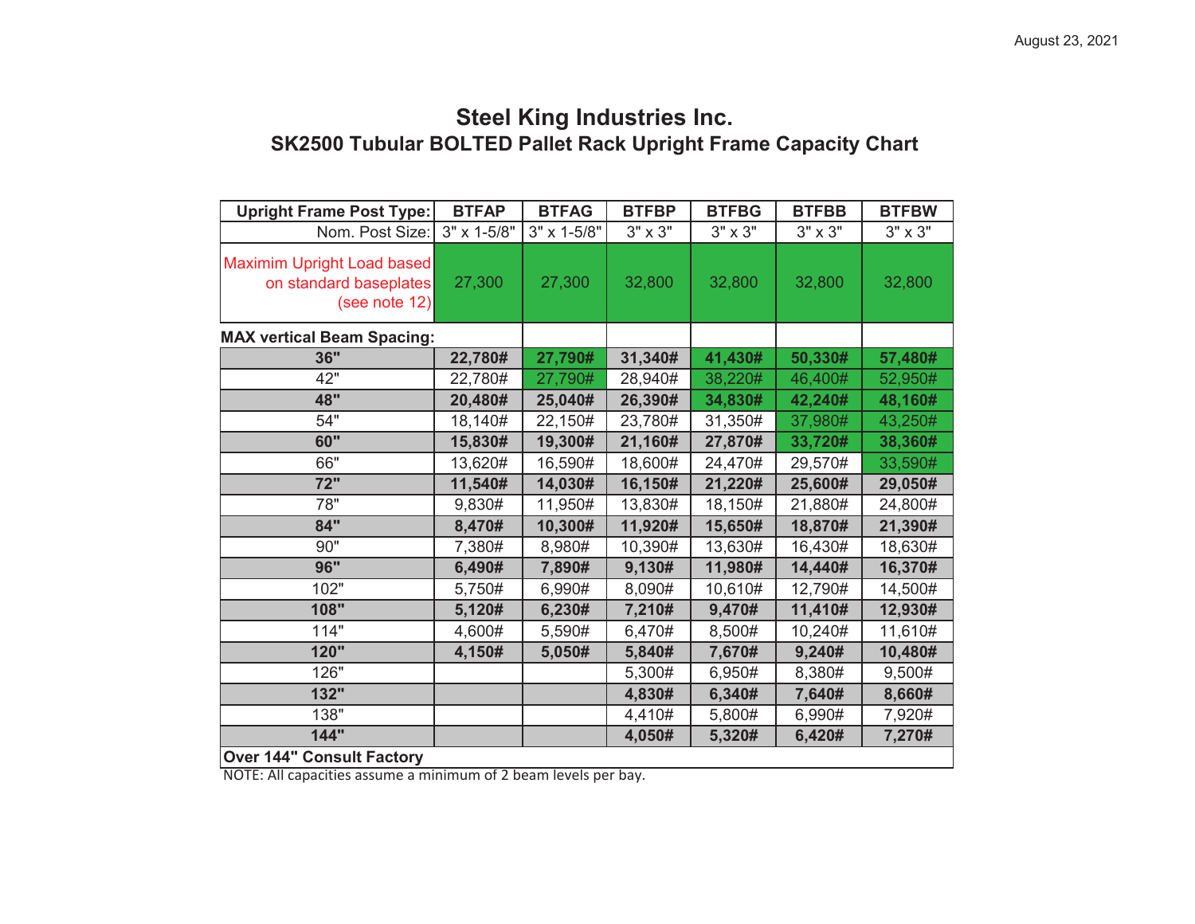August 23, 2021

# Steel King Industries Inc.

## SK2500 Tubular BOLTED Pallet Rack Upright Frame Capacity Chart

| Upright Frame Post Type: | BTFAP | BTFAG | BTFBP | BTFBG | BTFBB | BTFBW |
|---|---|---|---|---|---|---|
| Nom. Post Size: | 3" x 1-5/8" | 3" x 1-5/8" | 3" x 3" | 3" x 3" | 3" x 3" | 3" x 3" |
| Maximim Upright Load based on standard baseplates (see note 12) | 27,300 | 27,300 | 32,800 | 32,800 | 32,800 | 32,800 |
| **MAX vertical Beam Spacing:** | | | | | | |
| **36"** | **22,780#** | **27,790#** | **31,340#** | **41,430#** | **50,330#** | **57,480#** |
| 42" | 22,780# | 27,790# | 28,940# | 38,220# | 46,400# | 52,950# |
| **48"** | **20,480#** | **25,040#** | **26,390#** | **34,830#** | **42,240#** | **48,160#** |
| 54" | 18,140# | 22,150# | 23,780# | 31,350# | 37,980# | 43,250# |
| **60"** | **15,830#** | **19,300#** | **21,160#** | **27,870#** | **33,720#** | **38,360#** |
| 66" | 13,620# | 16,590# | 18,600# | 24,470# | 29,570# | 33,590# |
| **72"** | **11,540#** | **14,030#** | **16,150#** | **21,220#** | **25,600#** | **29,050#** |
| 78" | 9,830# | 11,950# | 13,830# | 18,150# | 21,880# | 24,800# |
| **84"** | **8,470#** | **10,300#** | **11,920#** | **15,650#** | **18,870#** | **21,390#** |
| 90" | 7,380# | 8,980# | 10,390# | 13,630# | 16,430# | 18,630# |
| **96"** | **6,490#** | **7,890#** | **9,130#** | **11,980#** | **14,440#** | **16,370#** |
| 102" | 5,750# | 6,990# | 8,090# | 10,610# | 12,790# | 14,500# |
| **108"** | **5,120#** | **6,230#** | **7,210#** | **9,470#** | **11,410#** | **12,930#** |
| 114" | 4,600# | 5,590# | 6,470# | 8,500# | 10,240# | 11,610# |
| **120"** | **4,150#** | **5,050#** | **5,840#** | **7,670#** | **9,240#** | **10,480#** |
| 126" | | | 5,300# | 6,950# | 8,380# | 9,500# |
| **132"** | | | **4,830#** | **6,340#** | **7,640#** | **8,660#** |
| 138" | | | 4,410# | 5,800# | 6,990# | 7,920# |
| **144"** | | | **4,050#** | **5,320#** | **6,420#** | **7,270#** |
| **Over 144" Consult Factory** | | | | | | |

NOTE: All capacities assume a minimum of 2 beam levels per bay.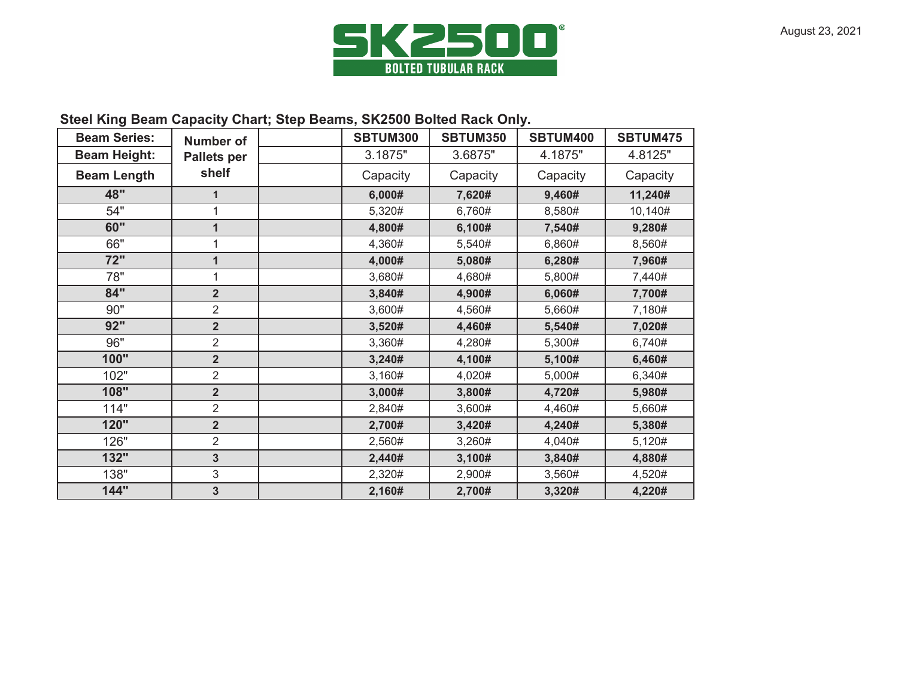# SK2500

**BOLTED TUBULAR RACK**

August 23, 2021

**Steel King Beam Capacity Chart; Step Beams, SK2500 Bolted Rack Only.**

| **Beam Series:** | **Number of Pallets per shelf** | | **SBTUM300** | **SBTUM350** | **SBTUM400** | **SBTUM475** |
|---|---|---|---|---|---|---|
| **Beam Height:** | | | 3.1875" | 3.6875" | 4.1875" | 4.8125" |
| **Beam Length** | | | Capacity | Capacity | Capacity | Capacity |
| **48"** | **1** | | **6,000#** | **7,620#** | **9,460#** | **11,240#** |
| 54" | 1 | | 5,320# | 6,760# | 8,580# | 10,140# |
| **60"** | **1** | | **4,800#** | **6,100#** | **7,540#** | **9,280#** |
| 66" | 1 | | 4,360# | 5,540# | 6,860# | 8,560# |
| **72"** | **1** | | **4,000#** | **5,080#** | **6,280#** | **7,960#** |
| 78" | 1 | | 3,680# | 4,680# | 5,800# | 7,440# |
| **84"** | **2** | | **3,840#** | **4,900#** | **6,060#** | **7,700#** |
| 90" | 2 | | 3,600# | 4,560# | 5,660# | 7,180# |
| **92"** | **2** | | **3,520#** | **4,460#** | **5,540#** | **7,020#** |
| 96" | 2 | | 3,360# | 4,280# | 5,300# | 6,740# |
| **100"** | **2** | | **3,240#** | **4,100#** | **5,100#** | **6,460#** |
| 102" | 2 | | 3,160# | 4,020# | 5,000# | 6,340# |
| **108"** | **2** | | **3,000#** | **3,800#** | **4,720#** | **5,980#** |
| 114" | 2 | | 2,840# | 3,600# | 4,460# | 5,660# |
| **120"** | **2** | | **2,700#** | **3,420#** | **4,240#** | **5,380#** |
| 126" | 2 | | 2,560# | 3,260# | 4,040# | 5,120# |
| **132"** | **3** | | **2,440#** | **3,100#** | **3,840#** | **4,880#** |
| 138" | 3 | | 2,320# | 2,900# | 3,560# | 4,520# |
| **144"** | **3** | | **2,160#** | **2,700#** | **3,320#** | **4,220#** |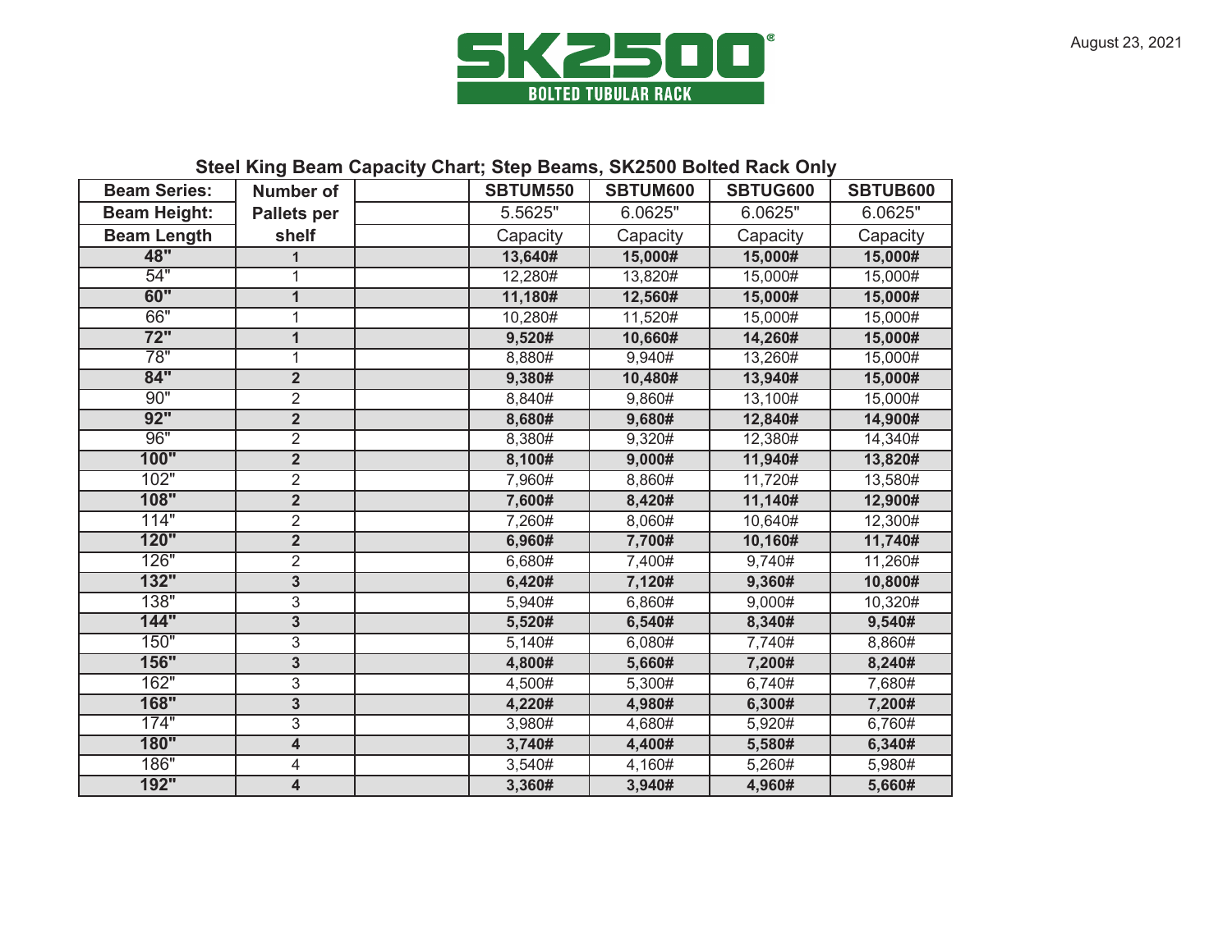# SK2500®

**BOLTED TUBULAR RACK**

August 23, 2021

## Steel King Beam Capacity Chart; Step Beams, SK2500 Bolted Rack Only

| Beam Series: | Number of Pallets per shelf | | SBTUM550 | SBTUM600 | SBTUG600 | SBTUB600 |
|---|---|---|---|---|---|---|
| Beam Height: | | | 5.5625" | 6.0625" | 6.0625" | 6.0625" |
| Beam Length | | | Capacity | Capacity | Capacity | Capacity |
| **48"** | **1** | | **13,640#** | **15,000#** | **15,000#** | **15,000#** |
| 54" | 1 | | 12,280# | 13,820# | 15,000# | 15,000# |
| **60"** | **1** | | **11,180#** | **12,560#** | **15,000#** | **15,000#** |
| 66" | 1 | | 10,280# | 11,520# | 15,000# | 15,000# |
| **72"** | **1** | | **9,520#** | **10,660#** | **14,260#** | **15,000#** |
| 78" | 1 | | 8,880# | 9,940# | 13,260# | 15,000# |
| **84"** | **2** | | **9,380#** | **10,480#** | **13,940#** | **15,000#** |
| 90" | 2 | | 8,840# | 9,860# | 13,100# | 15,000# |
| **92"** | **2** | | **8,680#** | **9,680#** | **12,840#** | **14,900#** |
| 96" | 2 | | 8,380# | 9,320# | 12,380# | 14,340# |
| **100"** | **2** | | **8,100#** | **9,000#** | **11,940#** | **13,820#** |
| 102" | 2 | | 7,960# | 8,860# | 11,720# | 13,580# |
| **108"** | **2** | | **7,600#** | **8,420#** | **11,140#** | **12,900#** |
| 114" | 2 | | 7,260# | 8,060# | 10,640# | 12,300# |
| **120"** | **2** | | **6,960#** | **7,700#** | **10,160#** | **11,740#** |
| 126" | 2 | | 6,680# | 7,400# | 9,740# | 11,260# |
| **132"** | **3** | | **6,420#** | **7,120#** | **9,360#** | **10,800#** |
| 138" | 3 | | 5,940# | 6,860# | 9,000# | 10,320# |
| **144"** | **3** | | **5,520#** | **6,540#** | **8,340#** | **9,540#** |
| 150" | 3 | | 5,140# | 6,080# | 7,740# | 8,860# |
| **156"** | **3** | | **4,800#** | **5,660#** | **7,200#** | **8,240#** |
| 162" | 3 | | 4,500# | 5,300# | 6,740# | 7,680# |
| **168"** | **3** | | **4,220#** | **4,980#** | **6,300#** | **7,200#** |
| 174" | 3 | | 3,980# | 4,680# | 5,920# | 6,760# |
| **180"** | **4** | | **3,740#** | **4,400#** | **5,580#** | **6,340#** |
| 186" | 4 | | 3,540# | 4,160# | 5,260# | 5,980# |
| **192"** | **4** | | **3,360#** | **3,940#** | **4,960#** | **5,660#** |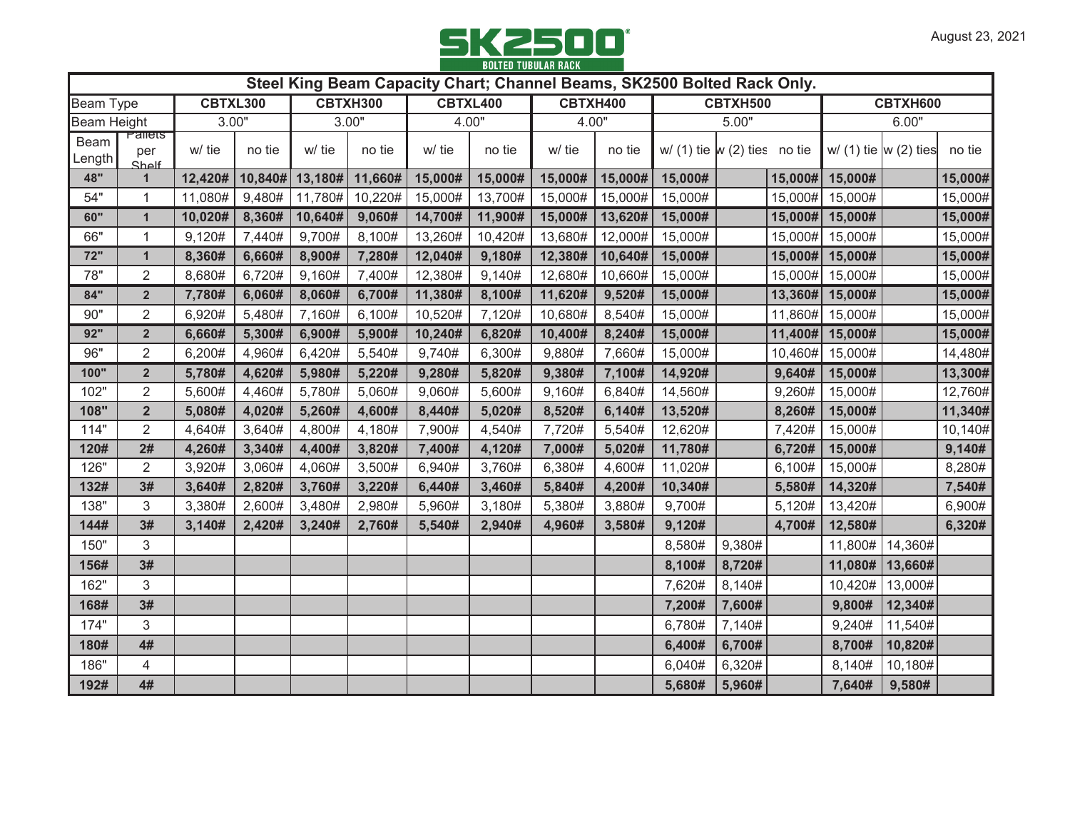SK2500

BOLTED TUBULAR RACK

August 23, 2021

| Steel King Beam Capacity Chart; Channel Beams, SK2500 Bolted Rack Only. | | | | | | | | | | | | | | | | |
|---|---|---|---|---|---|---|---|---|---|---|---|---|---|---|---|---|
| Beam Type | | CBTXL300 | | CBTXH300 | | CBTXL400 | | CBTXH400 | | CBTXH500 | | | CBTXH600 | | |
| Beam Height | | 3.00" | | 3.00" | | 4.00" | | 4.00" | | 5.00" | | | 6.00" | | |
| Beam Length | Pallets per Shelf | w/ tie | no tie | w/ tie | no tie | w/ tie | no tie | w/ tie | no tie | w/ (1) tie | w (2) ties | no tie | w/ (1) tie | w (2) ties | no tie |
| **48"** | **1** | **12,420#** | **10,840#** | **13,180#** | **11,660#** | **15,000#** | **15,000#** | **15,000#** | **15,000#** | **15,000#** | | **15,000#** | **15,000#** | | **15,000#** |
| 54" | 1 | 11,080# | 9,480# | 11,780# | 10,220# | 15,000# | 13,700# | 15,000# | 15,000# | 15,000# | | 15,000# | 15,000# | | 15,000# |
| **60"** | **1** | **10,020#** | **8,360#** | **10,640#** | **9,060#** | **14,700#** | **11,900#** | **15,000#** | **13,620#** | **15,000#** | | **15,000#** | **15,000#** | | **15,000#** |
| 66" | 1 | 9,120# | 7,440# | 9,700# | 8,100# | 13,260# | 10,420# | 13,680# | 12,000# | 15,000# | | 15,000# | 15,000# | | 15,000# |
| **72"** | **1** | **8,360#** | **6,660#** | **8,900#** | **7,280#** | **12,040#** | **9,180#** | **12,380#** | **10,640#** | **15,000#** | | **15,000#** | **15,000#** | | **15,000#** |
| 78" | 2 | 8,680# | 6,720# | 9,160# | 7,400# | 12,380# | 9,140# | 12,680# | 10,660# | 15,000# | | 15,000# | 15,000# | | 15,000# |
| **84"** | **2** | **7,780#** | **6,060#** | **8,060#** | **6,700#** | **11,380#** | **8,100#** | **11,620#** | **9,520#** | **15,000#** | | **13,360#** | **15,000#** | | **15,000#** |
| 90" | 2 | 6,920# | 5,480# | 7,160# | 6,100# | 10,520# | 7,120# | 10,680# | 8,540# | 15,000# | | 11,860# | 15,000# | | 15,000# |
| **92"** | **2** | **6,660#** | **5,300#** | **6,900#** | **5,900#** | **10,240#** | **6,820#** | **10,400#** | **8,240#** | **15,000#** | | **11,400#** | **15,000#** | | **15,000#** |
| 96" | 2 | 6,200# | 4,960# | 6,420# | 5,540# | 9,740# | 6,300# | 9,880# | 7,660# | 15,000# | | 10,460# | 15,000# | | 14,480# |
| **100"** | **2** | **5,780#** | **4,620#** | **5,980#** | **5,220#** | **9,280#** | **5,820#** | **9,380#** | **7,100#** | **14,920#** | | **9,640#** | **15,000#** | | **13,300#** |
| 102" | 2 | 5,600# | 4,460# | 5,780# | 5,060# | 9,060# | 5,600# | 9,160# | 6,840# | 14,560# | | 9,260# | 15,000# | | 12,760# |
| **108"** | **2** | **5,080#** | **4,020#** | **5,260#** | **4,600#** | **8,440#** | **5,020#** | **8,520#** | **6,140#** | **13,520#** | | **8,260#** | **15,000#** | | **11,340#** |
| 114" | 2 | 4,640# | 3,640# | 4,800# | 4,180# | 7,900# | 4,540# | 7,720# | 5,540# | 12,620# | | 7,420# | 15,000# | | 10,140# |
| **120#** | **2#** | **4,260#** | **3,340#** | **4,400#** | **3,820#** | **7,400#** | **4,120#** | **7,000#** | **5,020#** | **11,780#** | | **6,720#** | **15,000#** | | **9,140#** |
| 126" | 2 | 3,920# | 3,060# | 4,060# | 3,500# | 6,940# | 3,760# | 6,380# | 4,600# | 11,020# | | 6,100# | 15,000# | | 8,280# |
| **132#** | **3#** | **3,640#** | **2,820#** | **3,760#** | **3,220#** | **6,440#** | **3,460#** | **5,840#** | **4,200#** | **10,340#** | | **5,580#** | **14,320#** | | **7,540#** |
| 138" | 3 | 3,380# | 2,600# | 3,480# | 2,980# | 5,960# | 3,180# | 5,380# | 3,880# | 9,700# | | 5,120# | 13,420# | | 6,900# |
| **144#** | **3#** | **3,140#** | **2,420#** | **3,240#** | **2,760#** | **5,540#** | **2,940#** | **4,960#** | **3,580#** | **9,120#** | | **4,700#** | **12,580#** | | **6,320#** |
| 150" | 3 | | | | | | | | | 8,580# | 9,380# | | 11,800# | 14,360# | |
| **156#** | **3#** | | | | | | | | | **8,100#** | **8,720#** | | **11,080#** | **13,660#** | |
| 162" | 3 | | | | | | | | | 7,620# | 8,140# | | 10,420# | 13,000# | |
| **168#** | **3#** | | | | | | | | | **7,200#** | **7,600#** | | **9,800#** | **12,340#** | |
| 174" | 3 | | | | | | | | | 6,780# | 7,140# | | 9,240# | 11,540# | |
| **180#** | **4#** | | | | | | | | | **6,400#** | **6,700#** | | **8,700#** | **10,820#** | |
| 186" | 4 | | | | | | | | | 6,040# | 6,320# | | 8,140# | 10,180# | |
| **192#** | **4#** | | | | | | | | | **5,680#** | **5,960#** | | **7,640#** | **9,580#** | |